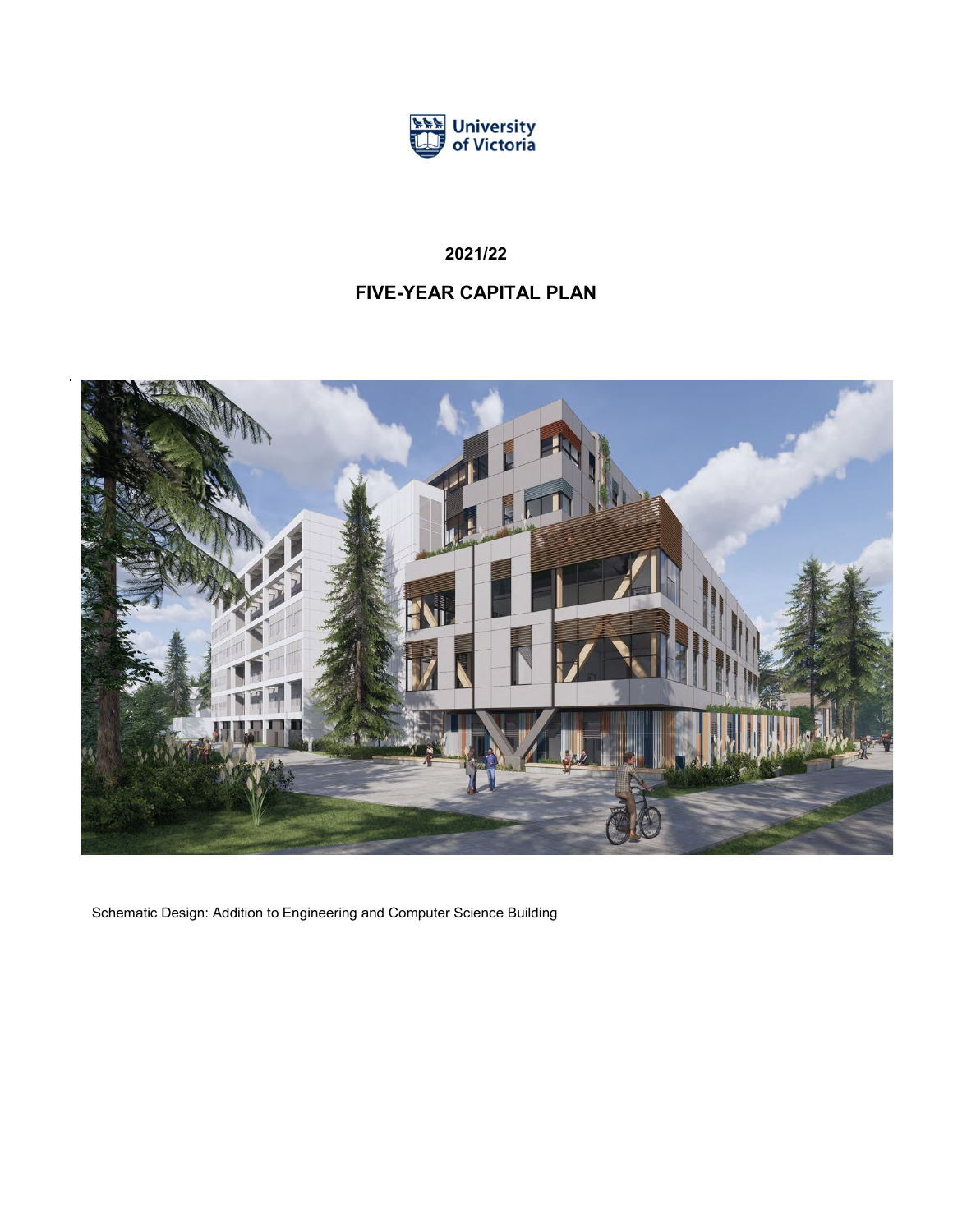University of Victoria

**2021/22**

# FIVE-YEAR CAPITAL PLAN

Schematic Design: Addition to Engineering and Computer Science Building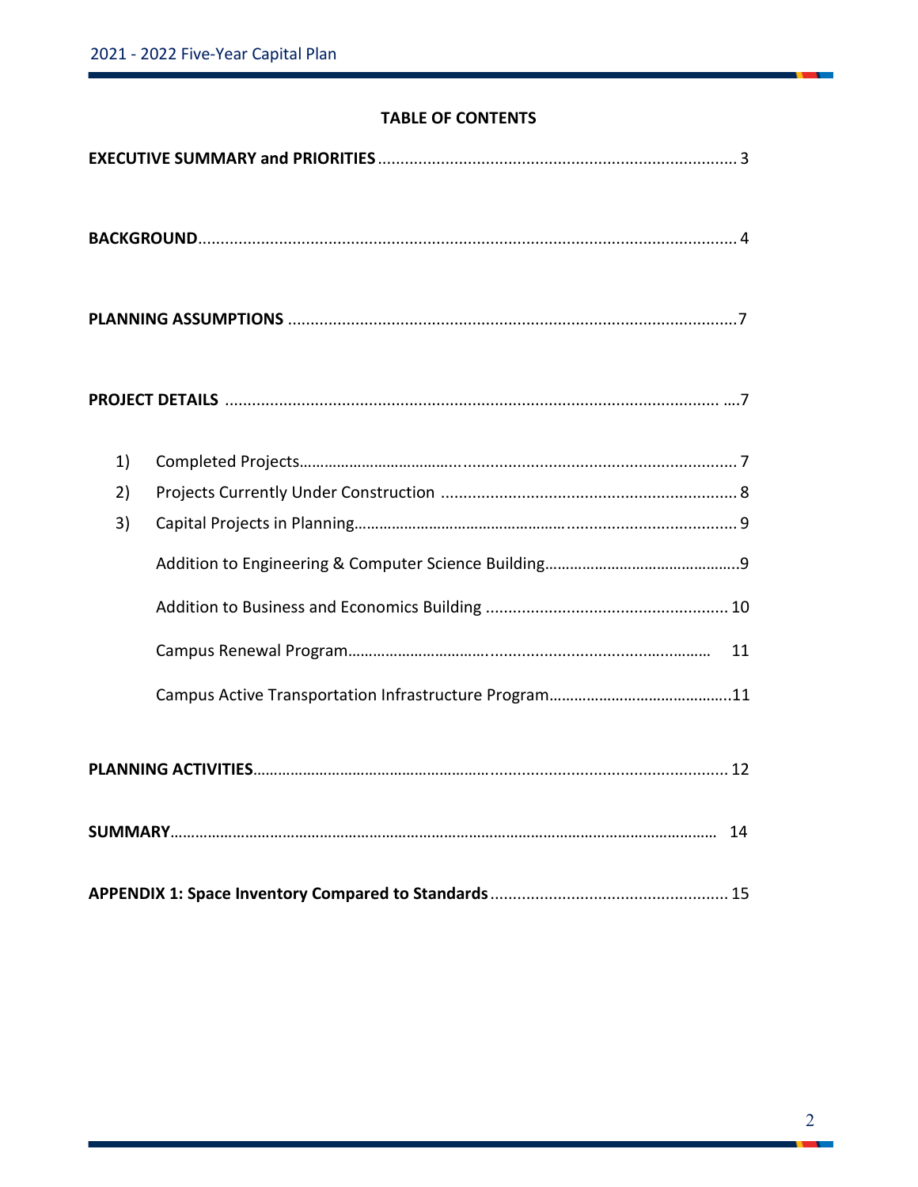## TABLE OF CONTENTS

**EXECUTIVE SUMMARY and PRIORITIES** ........................................................................ 3

**BACKGROUND** ........................................................................................................ 4

**PLANNING ASSUMPTIONS** ........................................................................................ 7

**PROJECT DETAILS** ................................................................................................. 7

1) Completed Projects ................................................................................................ 7
2) Projects Currently Under Construction ................................................................... 8
3) Capital Projects in Planning .................................................................................... 9

   Addition to Engineering & Computer Science Building ............................................ 9

   Addition to Business and Economics Building ........................................................ 10

   Campus Renewal Program ...................................................................................... 11

   Campus Active Transportation Infrastructure Program ............................................ 11

**PLANNING ACTIVITIES** ........................................................................................... 12

**SUMMARY** .............................................................................................................. 14

**APPENDIX 1: Space Inventory Compared to Standards** .............................................. 15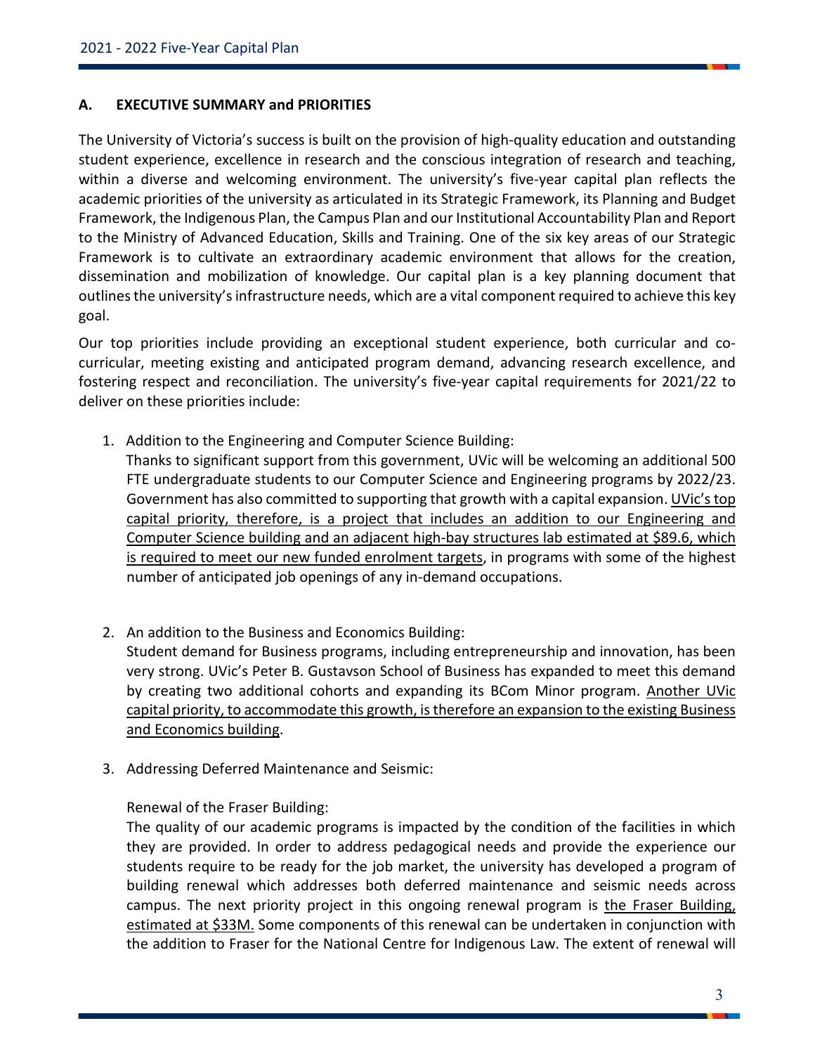## A. EXECUTIVE SUMMARY and PRIORITIES

The University of Victoria's success is built on the provision of high-quality education and outstanding student experience, excellence in research and the conscious integration of research and teaching, within a diverse and welcoming environment. The university's five-year capital plan reflects the academic priorities of the university as articulated in its Strategic Framework, its Planning and Budget Framework, the Indigenous Plan, the Campus Plan and our Institutional Accountability Plan and Report to the Ministry of Advanced Education, Skills and Training. One of the six key areas of our Strategic Framework is to cultivate an extraordinary academic environment that allows for the creation, dissemination and mobilization of knowledge. Our capital plan is a key planning document that outlines the university's infrastructure needs, which are a vital component required to achieve this key goal.

Our top priorities include providing an exceptional student experience, both curricular and co-curricular, meeting existing and anticipated program demand, advancing research excellence, and fostering respect and reconciliation. The university's five-year capital requirements for 2021/22 to deliver on these priorities include:

1. Addition to the Engineering and Computer Science Building:
   Thanks to significant support from this government, UVic will be welcoming an additional 500 FTE undergraduate students to our Computer Science and Engineering programs by 2022/23. Government has also committed to supporting that growth with a capital expansion. <u>UVic's top capital priority, therefore, is a project that includes an addition to our Engineering and Computer Science building and an adjacent high-bay structures lab estimated at $89.6, which is required to meet our new funded enrolment targets</u>, in programs with some of the highest number of anticipated job openings of any in-demand occupations.

2. An addition to the Business and Economics Building:
   Student demand for Business programs, including entrepreneurship and innovation, has been very strong. UVic's Peter B. Gustavson School of Business has expanded to meet this demand by creating two additional cohorts and expanding its BCom Minor program. <u>Another UVic capital priority, to accommodate this growth, is therefore an expansion to the existing Business and Economics building</u>.

3. Addressing Deferred Maintenance and Seismic:

   Renewal of the Fraser Building:
   The quality of our academic programs is impacted by the condition of the facilities in which they are provided. In order to address pedagogical needs and provide the experience our students require to be ready for the job market, the university has developed a program of building renewal which addresses both deferred maintenance and seismic needs across campus. The next priority project in this ongoing renewal program is <u>the Fraser Building, estimated at $33M.</u> Some components of this renewal can be undertaken in conjunction with the addition to Fraser for the National Centre for Indigenous Law. The extent of renewal will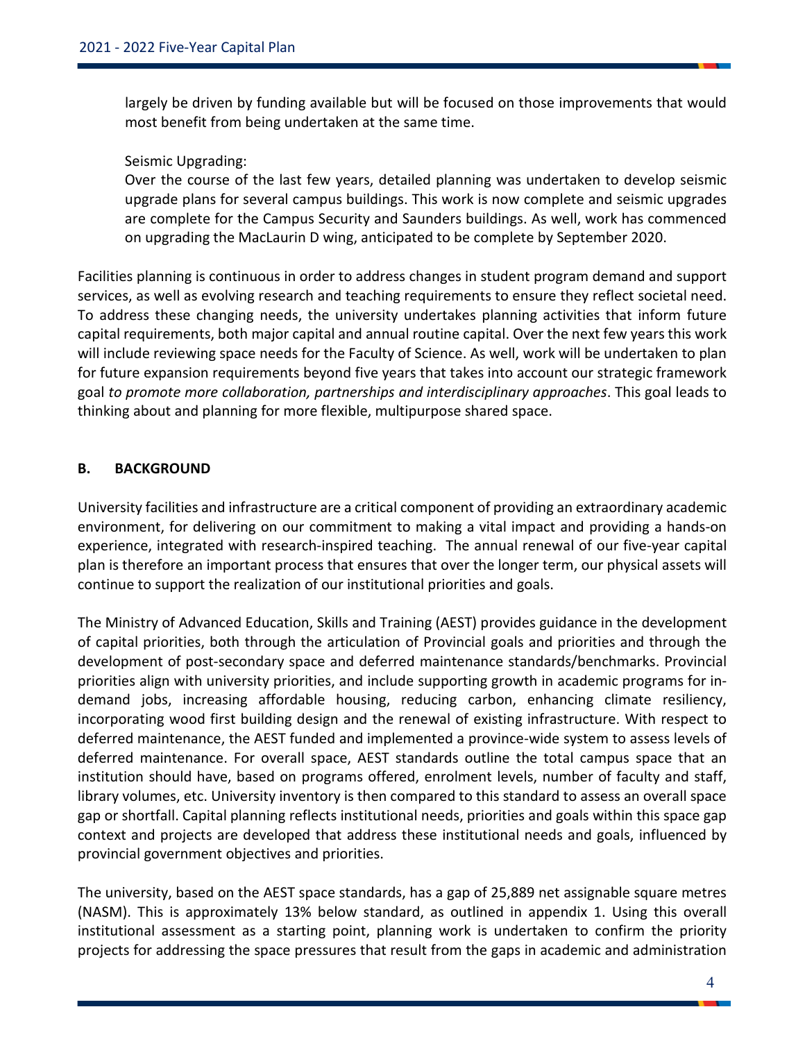largely be driven by funding available but will be focused on those improvements that would most benefit from being undertaken at the same time.

Seismic Upgrading:
Over the course of the last few years, detailed planning was undertaken to develop seismic upgrade plans for several campus buildings. This work is now complete and seismic upgrades are complete for the Campus Security and Saunders buildings. As well, work has commenced on upgrading the MacLaurin D wing, anticipated to be complete by September 2020.

Facilities planning is continuous in order to address changes in student program demand and support services, as well as evolving research and teaching requirements to ensure they reflect societal need. To address these changing needs, the university undertakes planning activities that inform future capital requirements, both major capital and annual routine capital. Over the next few years this work will include reviewing space needs for the Faculty of Science. As well, work will be undertaken to plan for future expansion requirements beyond five years that takes into account our strategic framework goal *to promote more collaboration, partnerships and interdisciplinary approaches*. This goal leads to thinking about and planning for more flexible, multipurpose shared space.

## B. BACKGROUND

University facilities and infrastructure are a critical component of providing an extraordinary academic environment, for delivering on our commitment to making a vital impact and providing a hands-on experience, integrated with research-inspired teaching. The annual renewal of our five-year capital plan is therefore an important process that ensures that over the longer term, our physical assets will continue to support the realization of our institutional priorities and goals.

The Ministry of Advanced Education, Skills and Training (AEST) provides guidance in the development of capital priorities, both through the articulation of Provincial goals and priorities and through the development of post-secondary space and deferred maintenance standards/benchmarks. Provincial priorities align with university priorities, and include supporting growth in academic programs for in-demand jobs, increasing affordable housing, reducing carbon, enhancing climate resiliency, incorporating wood first building design and the renewal of existing infrastructure. With respect to deferred maintenance, the AEST funded and implemented a province-wide system to assess levels of deferred maintenance. For overall space, AEST standards outline the total campus space that an institution should have, based on programs offered, enrolment levels, number of faculty and staff, library volumes, etc. University inventory is then compared to this standard to assess an overall space gap or shortfall. Capital planning reflects institutional needs, priorities and goals within this space gap context and projects are developed that address these institutional needs and goals, influenced by provincial government objectives and priorities.

The university, based on the AEST space standards, has a gap of 25,889 net assignable square metres (NASM). This is approximately 13% below standard, as outlined in appendix 1. Using this overall institutional assessment as a starting point, planning work is undertaken to confirm the priority projects for addressing the space pressures that result from the gaps in academic and administration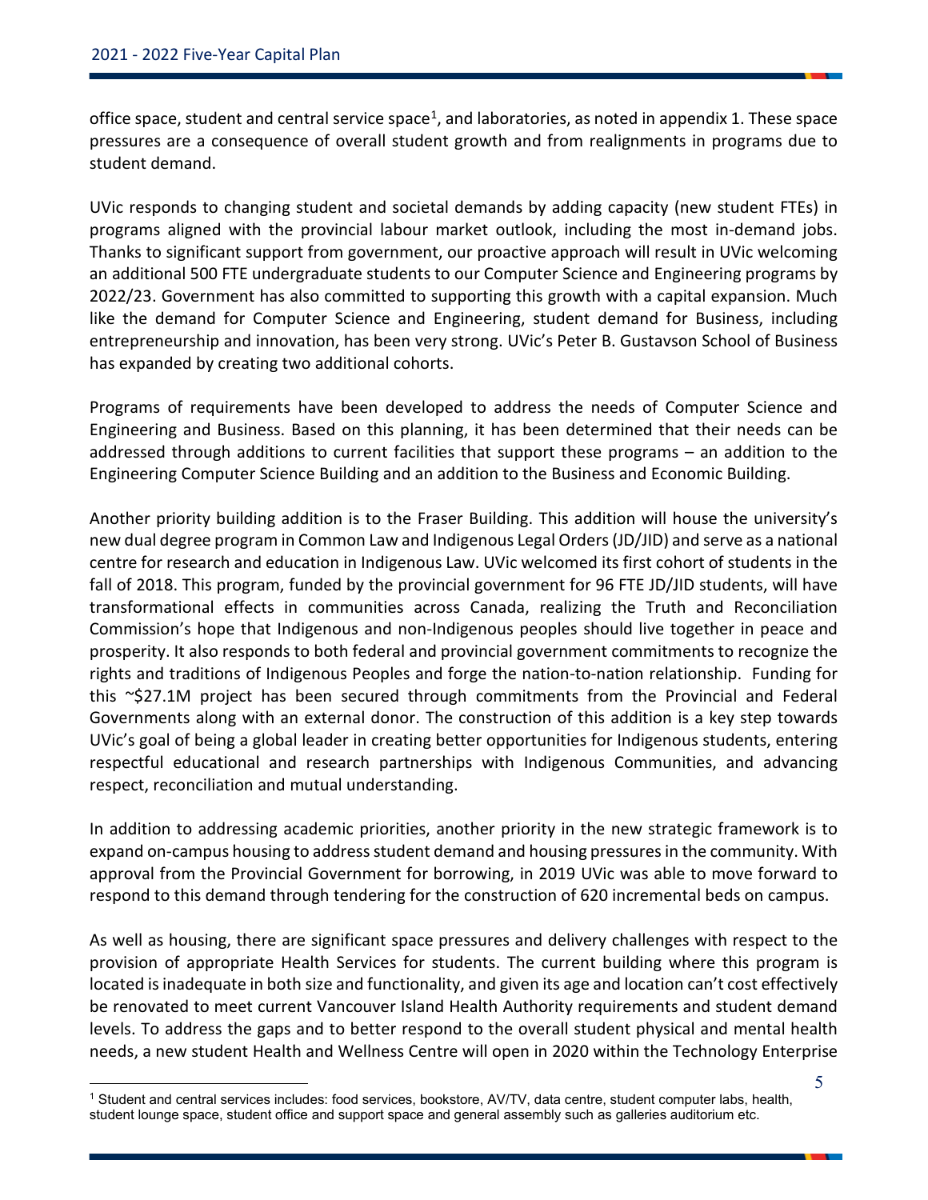office space, student and central service space[1], and laboratories, as noted in appendix 1. These space pressures are a consequence of overall student growth and from realignments in programs due to student demand.

UVic responds to changing student and societal demands by adding capacity (new student FTEs) in programs aligned with the provincial labour market outlook, including the most in-demand jobs. Thanks to significant support from government, our proactive approach will result in UVic welcoming an additional 500 FTE undergraduate students to our Computer Science and Engineering programs by 2022/23. Government has also committed to supporting this growth with a capital expansion. Much like the demand for Computer Science and Engineering, student demand for Business, including entrepreneurship and innovation, has been very strong. UVic's Peter B. Gustavson School of Business has expanded by creating two additional cohorts.

Programs of requirements have been developed to address the needs of Computer Science and Engineering and Business. Based on this planning, it has been determined that their needs can be addressed through additions to current facilities that support these programs – an addition to the Engineering Computer Science Building and an addition to the Business and Economic Building.

Another priority building addition is to the Fraser Building. This addition will house the university's new dual degree program in Common Law and Indigenous Legal Orders (JD/JID) and serve as a national centre for research and education in Indigenous Law. UVic welcomed its first cohort of students in the fall of 2018. This program, funded by the provincial government for 96 FTE JD/JID students, will have transformational effects in communities across Canada, realizing the Truth and Reconciliation Commission's hope that Indigenous and non-Indigenous peoples should live together in peace and prosperity. It also responds to both federal and provincial government commitments to recognize the rights and traditions of Indigenous Peoples and forge the nation-to-nation relationship. Funding for this ~$27.1M project has been secured through commitments from the Provincial and Federal Governments along with an external donor. The construction of this addition is a key step towards UVic's goal of being a global leader in creating better opportunities for Indigenous students, entering respectful educational and research partnerships with Indigenous Communities, and advancing respect, reconciliation and mutual understanding.

In addition to addressing academic priorities, another priority in the new strategic framework is to expand on-campus housing to address student demand and housing pressures in the community. With approval from the Provincial Government for borrowing, in 2019 UVic was able to move forward to respond to this demand through tendering for the construction of 620 incremental beds on campus.

As well as housing, there are significant space pressures and delivery challenges with respect to the provision of appropriate Health Services for students. The current building where this program is located is inadequate in both size and functionality, and given its age and location can't cost effectively be renovated to meet current Vancouver Island Health Authority requirements and student demand levels. To address the gaps and to better respond to the overall student physical and mental health needs, a new student Health and Wellness Centre will open in 2020 within the Technology Enterprise

[1] Student and central services includes: food services, bookstore, AV/TV, data centre, student computer labs, health, student lounge space, student office and support space and general assembly such as galleries auditorium etc.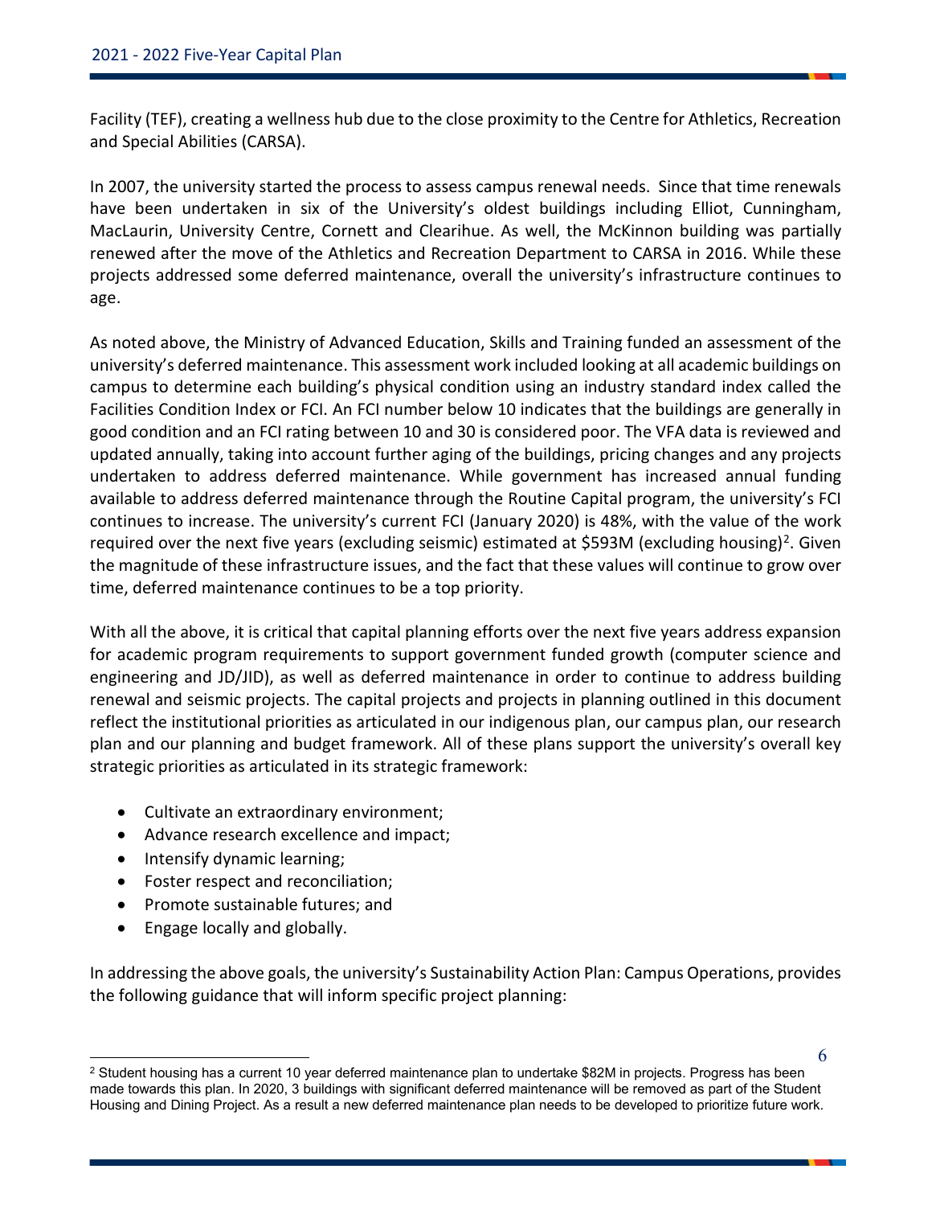Facility (TEF), creating a wellness hub due to the close proximity to the Centre for Athletics, Recreation and Special Abilities (CARSA).

In 2007, the university started the process to assess campus renewal needs. Since that time renewals have been undertaken in six of the University's oldest buildings including Elliot, Cunningham, MacLaurin, University Centre, Cornett and Clearihue. As well, the McKinnon building was partially renewed after the move of the Athletics and Recreation Department to CARSA in 2016. While these projects addressed some deferred maintenance, overall the university's infrastructure continues to age.

As noted above, the Ministry of Advanced Education, Skills and Training funded an assessment of the university's deferred maintenance. This assessment work included looking at all academic buildings on campus to determine each building's physical condition using an industry standard index called the Facilities Condition Index or FCI. An FCI number below 10 indicates that the buildings are generally in good condition and an FCI rating between 10 and 30 is considered poor. The VFA data is reviewed and updated annually, taking into account further aging of the buildings, pricing changes and any projects undertaken to address deferred maintenance. While government has increased annual funding available to address deferred maintenance through the Routine Capital program, the university's FCI continues to increase. The university's current FCI (January 2020) is 48%, with the value of the work required over the next five years (excluding seismic) estimated at $593M (excluding housing)[2]. Given the magnitude of these infrastructure issues, and the fact that these values will continue to grow over time, deferred maintenance continues to be a top priority.

With all the above, it is critical that capital planning efforts over the next five years address expansion for academic program requirements to support government funded growth (computer science and engineering and JD/JID), as well as deferred maintenance in order to continue to address building renewal and seismic projects. The capital projects and projects in planning outlined in this document reflect the institutional priorities as articulated in our indigenous plan, our campus plan, our research plan and our planning and budget framework. All of these plans support the university's overall key strategic priorities as articulated in its strategic framework:

- Cultivate an extraordinary environment;
- Advance research excellence and impact;
- Intensify dynamic learning;
- Foster respect and reconciliation;
- Promote sustainable futures; and
- Engage locally and globally.

In addressing the above goals, the university's Sustainability Action Plan: Campus Operations, provides the following guidance that will inform specific project planning:

---

[2] Student housing has a current 10 year deferred maintenance plan to undertake $82M in projects. Progress has been made towards this plan. In 2020, 3 buildings with significant deferred maintenance will be removed as part of the Student Housing and Dining Project. As a result a new deferred maintenance plan needs to be developed to prioritize future work.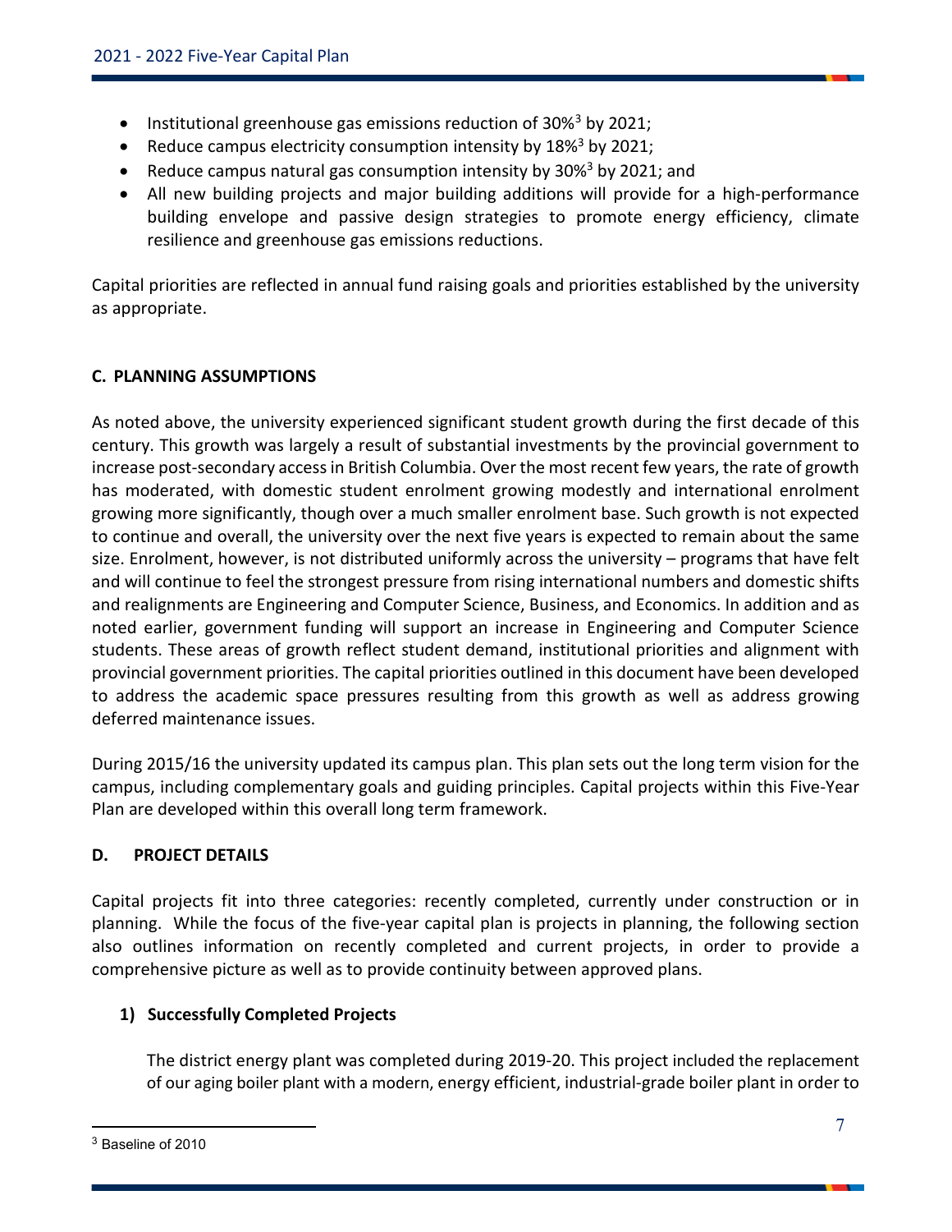- Institutional greenhouse gas emissions reduction of 30%[3] by 2021;
- Reduce campus electricity consumption intensity by 18%[3] by 2021;
- Reduce campus natural gas consumption intensity by 30%[3] by 2021; and
- All new building projects and major building additions will provide for a high-performance building envelope and passive design strategies to promote energy efficiency, climate resilience and greenhouse gas emissions reductions.

Capital priorities are reflected in annual fund raising goals and priorities established by the university as appropriate.

## C. PLANNING ASSUMPTIONS

As noted above, the university experienced significant student growth during the first decade of this century. This growth was largely a result of substantial investments by the provincial government to increase post-secondary access in British Columbia. Over the most recent few years, the rate of growth has moderated, with domestic student enrolment growing modestly and international enrolment growing more significantly, though over a much smaller enrolment base. Such growth is not expected to continue and overall, the university over the next five years is expected to remain about the same size. Enrolment, however, is not distributed uniformly across the university – programs that have felt and will continue to feel the strongest pressure from rising international numbers and domestic shifts and realignments are Engineering and Computer Science, Business, and Economics. In addition and as noted earlier, government funding will support an increase in Engineering and Computer Science students. These areas of growth reflect student demand, institutional priorities and alignment with provincial government priorities. The capital priorities outlined in this document have been developed to address the academic space pressures resulting from this growth as well as address growing deferred maintenance issues.

During 2015/16 the university updated its campus plan. This plan sets out the long term vision for the campus, including complementary goals and guiding principles. Capital projects within this Five-Year Plan are developed within this overall long term framework.

## D. PROJECT DETAILS

Capital projects fit into three categories: recently completed, currently under construction or in planning. While the focus of the five-year capital plan is projects in planning, the following section also outlines information on recently completed and current projects, in order to provide a comprehensive picture as well as to provide continuity between approved plans.

### 1) Successfully Completed Projects

The district energy plant was completed during 2019-20. This project included the replacement of our aging boiler plant with a modern, energy efficient, industrial-grade boiler plant in order to

[3] Baseline of 2010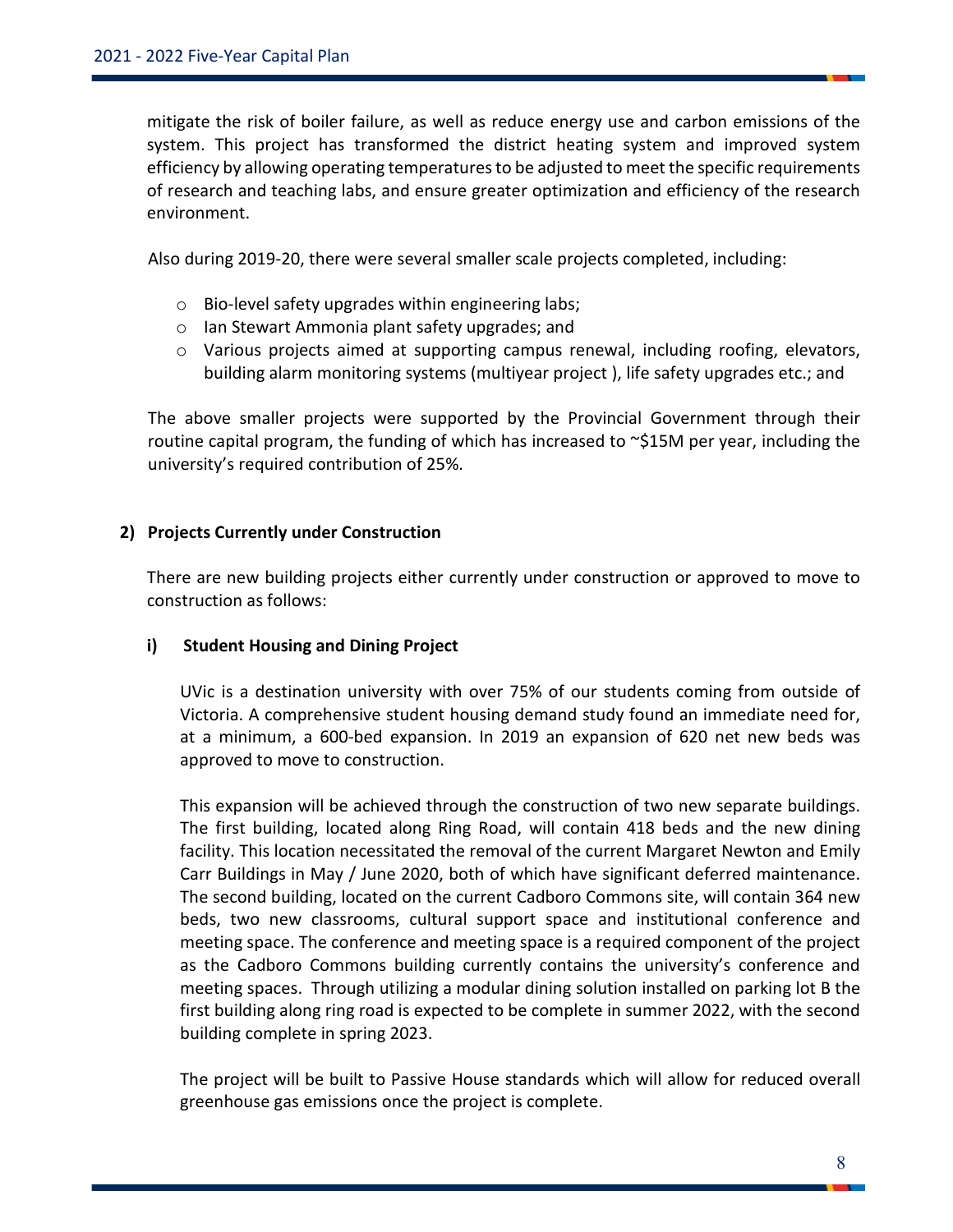mitigate the risk of boiler failure, as well as reduce energy use and carbon emissions of the system. This project has transformed the district heating system and improved system efficiency by allowing operating temperatures to be adjusted to meet the specific requirements of research and teaching labs, and ensure greater optimization and efficiency of the research environment.

Also during 2019-20, there were several smaller scale projects completed, including:

- Bio-level safety upgrades within engineering labs;
- Ian Stewart Ammonia plant safety upgrades; and
- Various projects aimed at supporting campus renewal, including roofing, elevators, building alarm monitoring systems (multiyear project ), life safety upgrades etc.; and

The above smaller projects were supported by the Provincial Government through their routine capital program, the funding of which has increased to ~$15M per year, including the university's required contribution of 25%.

## 2) Projects Currently under Construction

There are new building projects either currently under construction or approved to move to construction as follows:

### i) Student Housing and Dining Project

UVic is a destination university with over 75% of our students coming from outside of Victoria. A comprehensive student housing demand study found an immediate need for, at a minimum, a 600-bed expansion. In 2019 an expansion of 620 net new beds was approved to move to construction.

This expansion will be achieved through the construction of two new separate buildings. The first building, located along Ring Road, will contain 418 beds and the new dining facility. This location necessitated the removal of the current Margaret Newton and Emily Carr Buildings in May / June 2020, both of which have significant deferred maintenance. The second building, located on the current Cadboro Commons site, will contain 364 new beds, two new classrooms, cultural support space and institutional conference and meeting space. The conference and meeting space is a required component of the project as the Cadboro Commons building currently contains the university's conference and meeting spaces. Through utilizing a modular dining solution installed on parking lot B the first building along ring road is expected to be complete in summer 2022, with the second building complete in spring 2023.

The project will be built to Passive House standards which will allow for reduced overall greenhouse gas emissions once the project is complete.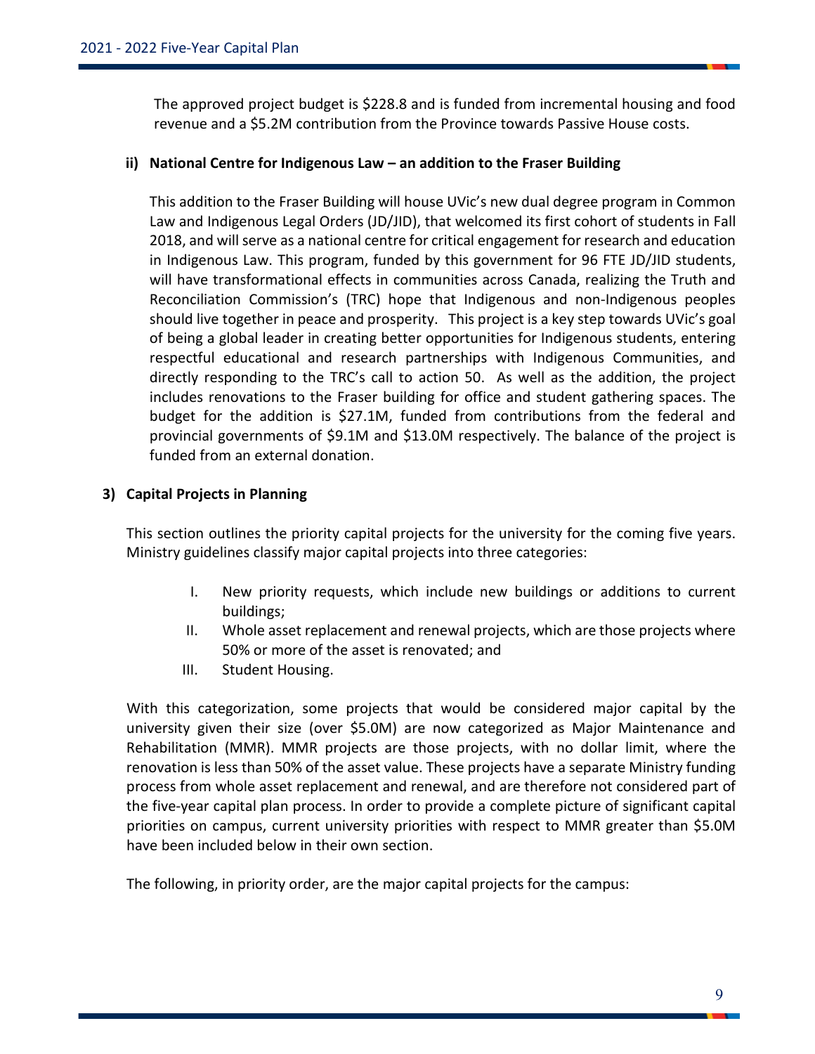The approved project budget is $228.8 and is funded from incremental housing and food revenue and a $5.2M contribution from the Province towards Passive House costs.

**ii) National Centre for Indigenous Law – an addition to the Fraser Building**

This addition to the Fraser Building will house UVic's new dual degree program in Common Law and Indigenous Legal Orders (JD/JID), that welcomed its first cohort of students in Fall 2018, and will serve as a national centre for critical engagement for research and education in Indigenous Law. This program, funded by this government for 96 FTE JD/JID students, will have transformational effects in communities across Canada, realizing the Truth and Reconciliation Commission's (TRC) hope that Indigenous and non-Indigenous peoples should live together in peace and prosperity. This project is a key step towards UVic's goal of being a global leader in creating better opportunities for Indigenous students, entering respectful educational and research partnerships with Indigenous Communities, and directly responding to the TRC's call to action 50. As well as the addition, the project includes renovations to the Fraser building for office and student gathering spaces. The budget for the addition is $27.1M, funded from contributions from the federal and provincial governments of $9.1M and $13.0M respectively. The balance of the project is funded from an external donation.

## 3) Capital Projects in Planning

This section outlines the priority capital projects for the university for the coming five years. Ministry guidelines classify major capital projects into three categories:

I. New priority requests, which include new buildings or additions to current buildings;
II. Whole asset replacement and renewal projects, which are those projects where 50% or more of the asset is renovated; and
III. Student Housing.

With this categorization, some projects that would be considered major capital by the university given their size (over $5.0M) are now categorized as Major Maintenance and Rehabilitation (MMR). MMR projects are those projects, with no dollar limit, where the renovation is less than 50% of the asset value. These projects have a separate Ministry funding process from whole asset replacement and renewal, and are therefore not considered part of the five-year capital plan process. In order to provide a complete picture of significant capital priorities on campus, current university priorities with respect to MMR greater than $5.0M have been included below in their own section.

The following, in priority order, are the major capital projects for the campus: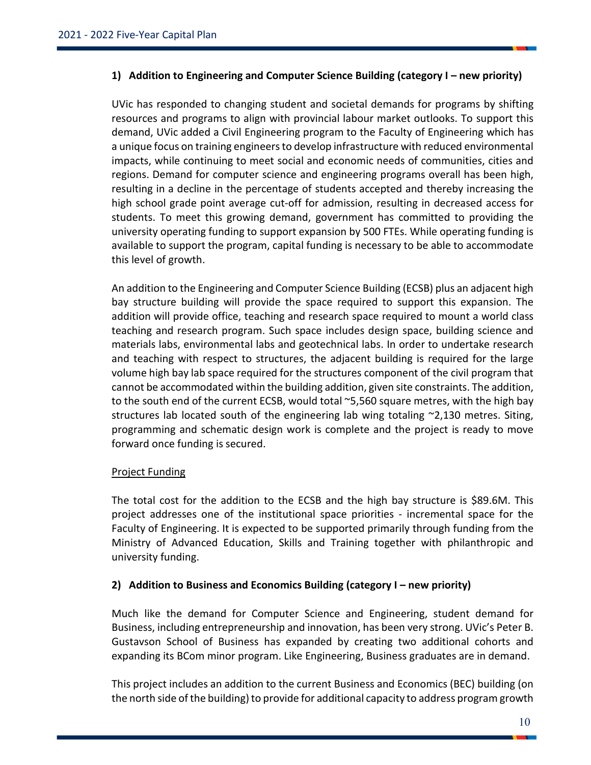### 1) Addition to Engineering and Computer Science Building (category I – new priority)

UVic has responded to changing student and societal demands for programs by shifting resources and programs to align with provincial labour market outlooks. To support this demand, UVic added a Civil Engineering program to the Faculty of Engineering which has a unique focus on training engineers to develop infrastructure with reduced environmental impacts, while continuing to meet social and economic needs of communities, cities and regions. Demand for computer science and engineering programs overall has been high, resulting in a decline in the percentage of students accepted and thereby increasing the high school grade point average cut-off for admission, resulting in decreased access for students. To meet this growing demand, government has committed to providing the university operating funding to support expansion by 500 FTEs. While operating funding is available to support the program, capital funding is necessary to be able to accommodate this level of growth.

An addition to the Engineering and Computer Science Building (ECSB) plus an adjacent high bay structure building will provide the space required to support this expansion. The addition will provide office, teaching and research space required to mount a world class teaching and research program. Such space includes design space, building science and materials labs, environmental labs and geotechnical labs. In order to undertake research and teaching with respect to structures, the adjacent building is required for the large volume high bay lab space required for the structures component of the civil program that cannot be accommodated within the building addition, given site constraints. The addition, to the south end of the current ECSB, would total ~5,560 square metres, with the high bay structures lab located south of the engineering lab wing totaling ~2,130 metres. Siting, programming and schematic design work is complete and the project is ready to move forward once funding is secured.

<u>Project Funding</u>

The total cost for the addition to the ECSB and the high bay structure is $89.6M. This project addresses one of the institutional space priorities - incremental space for the Faculty of Engineering. It is expected to be supported primarily through funding from the Ministry of Advanced Education, Skills and Training together with philanthropic and university funding.

### 2) Addition to Business and Economics Building (category I – new priority)

Much like the demand for Computer Science and Engineering, student demand for Business, including entrepreneurship and innovation, has been very strong. UVic's Peter B. Gustavson School of Business has expanded by creating two additional cohorts and expanding its BCom minor program. Like Engineering, Business graduates are in demand.

This project includes an addition to the current Business and Economics (BEC) building (on the north side of the building) to provide for additional capacity to address program growth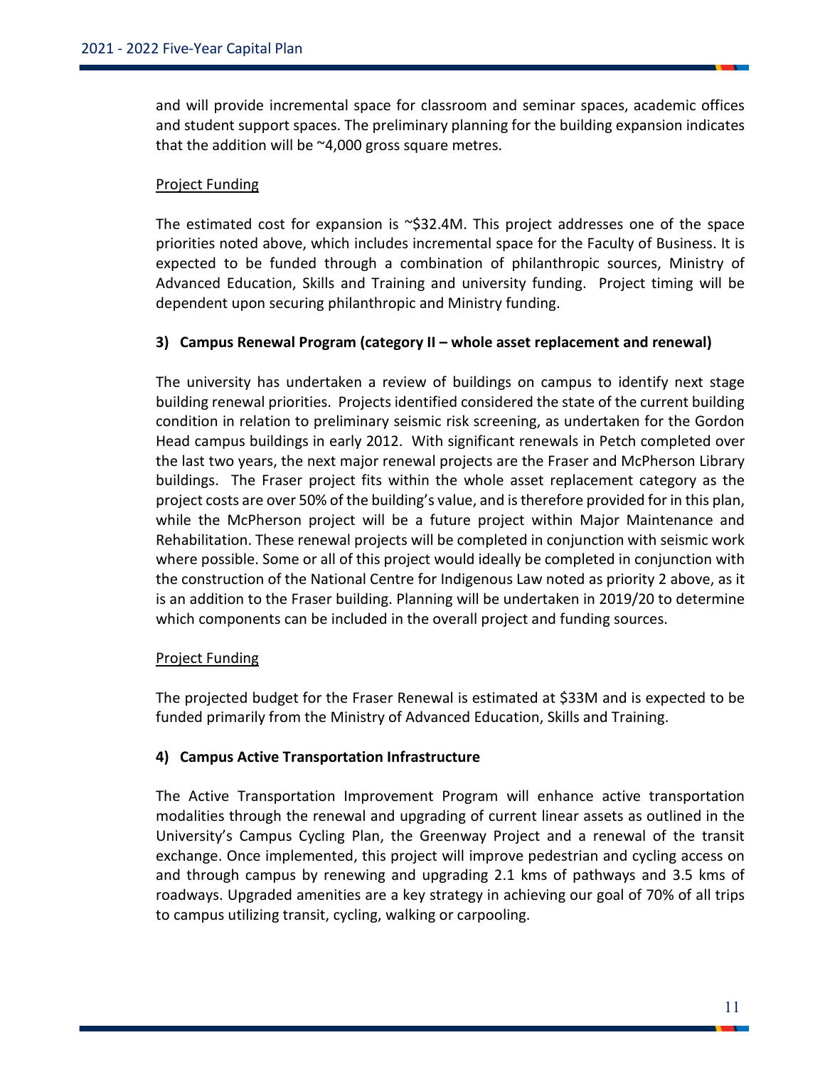and will provide incremental space for classroom and seminar spaces, academic offices and student support spaces. The preliminary planning for the building expansion indicates that the addition will be ~4,000 gross square metres.

Project Funding

The estimated cost for expansion is ~$32.4M. This project addresses one of the space priorities noted above, which includes incremental space for the Faculty of Business. It is expected to be funded through a combination of philanthropic sources, Ministry of Advanced Education, Skills and Training and university funding. Project timing will be dependent upon securing philanthropic and Ministry funding.

### 3) Campus Renewal Program (category II – whole asset replacement and renewal)

The university has undertaken a review of buildings on campus to identify next stage building renewal priorities. Projects identified considered the state of the current building condition in relation to preliminary seismic risk screening, as undertaken for the Gordon Head campus buildings in early 2012. With significant renewals in Petch completed over the last two years, the next major renewal projects are the Fraser and McPherson Library buildings. The Fraser project fits within the whole asset replacement category as the project costs are over 50% of the building's value, and is therefore provided for in this plan, while the McPherson project will be a future project within Major Maintenance and Rehabilitation. These renewal projects will be completed in conjunction with seismic work where possible. Some or all of this project would ideally be completed in conjunction with the construction of the National Centre for Indigenous Law noted as priority 2 above, as it is an addition to the Fraser building. Planning will be undertaken in 2019/20 to determine which components can be included in the overall project and funding sources.

Project Funding

The projected budget for the Fraser Renewal is estimated at $33M and is expected to be funded primarily from the Ministry of Advanced Education, Skills and Training.

### 4) Campus Active Transportation Infrastructure

The Active Transportation Improvement Program will enhance active transportation modalities through the renewal and upgrading of current linear assets as outlined in the University's Campus Cycling Plan, the Greenway Project and a renewal of the transit exchange. Once implemented, this project will improve pedestrian and cycling access on and through campus by renewing and upgrading 2.1 kms of pathways and 3.5 kms of roadways. Upgraded amenities are a key strategy in achieving our goal of 70% of all trips to campus utilizing transit, cycling, walking or carpooling.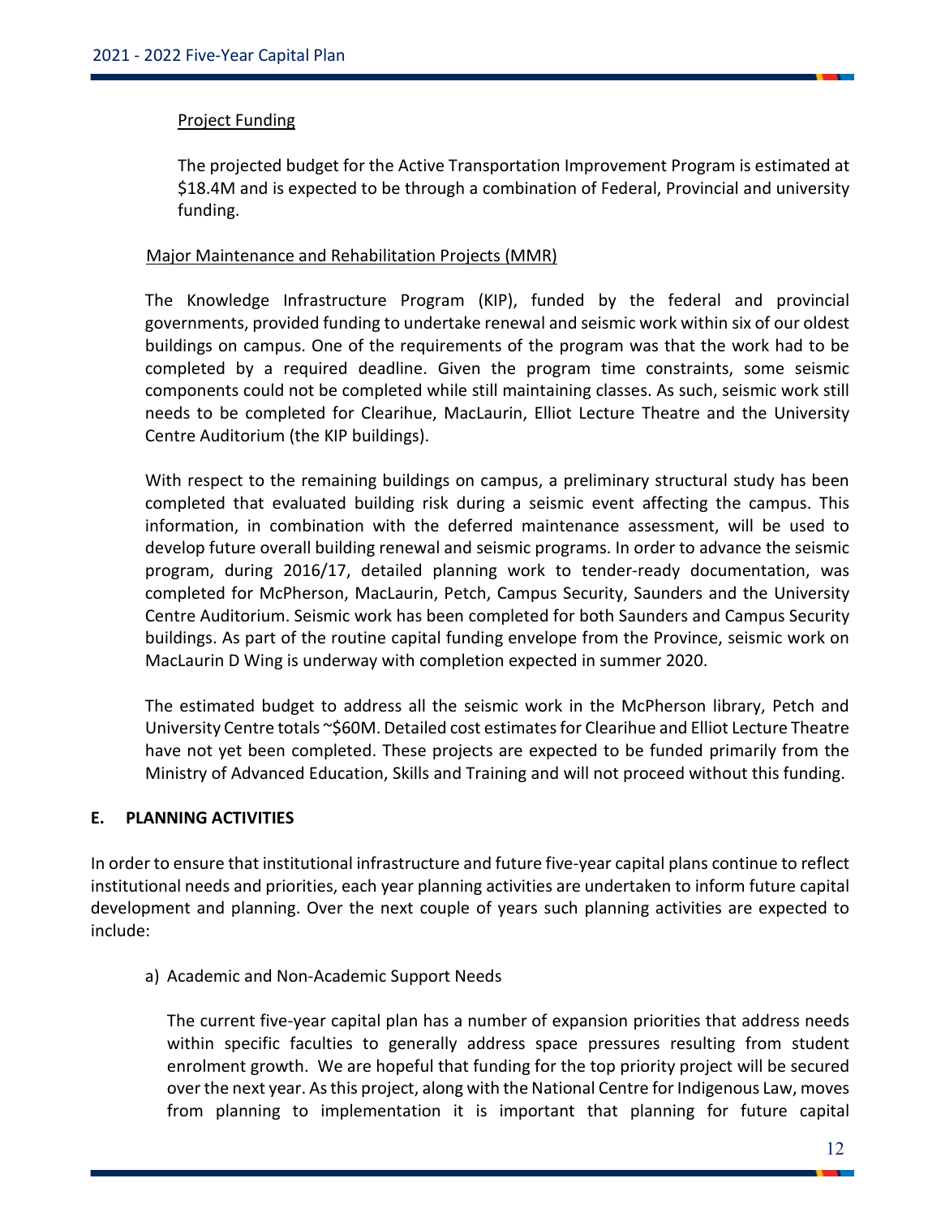Project Funding

The projected budget for the Active Transportation Improvement Program is estimated at $18.4M and is expected to be through a combination of Federal, Provincial and university funding.

Major Maintenance and Rehabilitation Projects (MMR)

The Knowledge Infrastructure Program (KIP), funded by the federal and provincial governments, provided funding to undertake renewal and seismic work within six of our oldest buildings on campus. One of the requirements of the program was that the work had to be completed by a required deadline. Given the program time constraints, some seismic components could not be completed while still maintaining classes. As such, seismic work still needs to be completed for Clearihue, MacLaurin, Elliot Lecture Theatre and the University Centre Auditorium (the KIP buildings).

With respect to the remaining buildings on campus, a preliminary structural study has been completed that evaluated building risk during a seismic event affecting the campus. This information, in combination with the deferred maintenance assessment, will be used to develop future overall building renewal and seismic programs. In order to advance the seismic program, during 2016/17, detailed planning work to tender-ready documentation, was completed for McPherson, MacLaurin, Petch, Campus Security, Saunders and the University Centre Auditorium. Seismic work has been completed for both Saunders and Campus Security buildings. As part of the routine capital funding envelope from the Province, seismic work on MacLaurin D Wing is underway with completion expected in summer 2020.

The estimated budget to address all the seismic work in the McPherson library, Petch and University Centre totals ~$60M. Detailed cost estimates for Clearihue and Elliot Lecture Theatre have not yet been completed. These projects are expected to be funded primarily from the Ministry of Advanced Education, Skills and Training and will not proceed without this funding.

## E. PLANNING ACTIVITIES

In order to ensure that institutional infrastructure and future five-year capital plans continue to reflect institutional needs and priorities, each year planning activities are undertaken to inform future capital development and planning. Over the next couple of years such planning activities are expected to include:

a) Academic and Non-Academic Support Needs

The current five-year capital plan has a number of expansion priorities that address needs within specific faculties to generally address space pressures resulting from student enrolment growth. We are hopeful that funding for the top priority project will be secured over the next year. As this project, along with the National Centre for Indigenous Law, moves from planning to implementation it is important that planning for future capital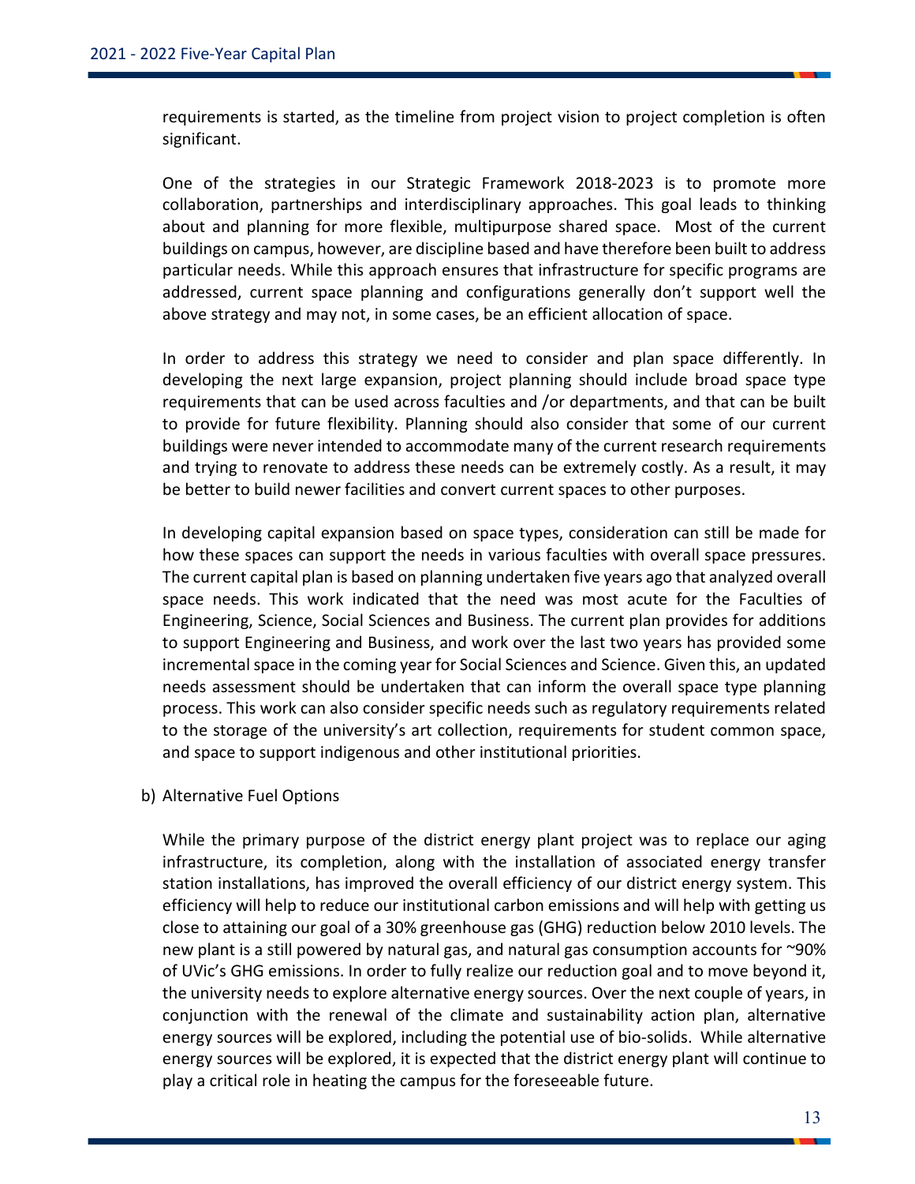requirements is started, as the timeline from project vision to project completion is often significant.

One of the strategies in our Strategic Framework 2018-2023 is to promote more collaboration, partnerships and interdisciplinary approaches. This goal leads to thinking about and planning for more flexible, multipurpose shared space. Most of the current buildings on campus, however, are discipline based and have therefore been built to address particular needs. While this approach ensures that infrastructure for specific programs are addressed, current space planning and configurations generally don't support well the above strategy and may not, in some cases, be an efficient allocation of space.

In order to address this strategy we need to consider and plan space differently. In developing the next large expansion, project planning should include broad space type requirements that can be used across faculties and /or departments, and that can be built to provide for future flexibility. Planning should also consider that some of our current buildings were never intended to accommodate many of the current research requirements and trying to renovate to address these needs can be extremely costly. As a result, it may be better to build newer facilities and convert current spaces to other purposes.

In developing capital expansion based on space types, consideration can still be made for how these spaces can support the needs in various faculties with overall space pressures. The current capital plan is based on planning undertaken five years ago that analyzed overall space needs. This work indicated that the need was most acute for the Faculties of Engineering, Science, Social Sciences and Business. The current plan provides for additions to support Engineering and Business, and work over the last two years has provided some incremental space in the coming year for Social Sciences and Science. Given this, an updated needs assessment should be undertaken that can inform the overall space type planning process. This work can also consider specific needs such as regulatory requirements related to the storage of the university's art collection, requirements for student common space, and space to support indigenous and other institutional priorities.

b) Alternative Fuel Options

While the primary purpose of the district energy plant project was to replace our aging infrastructure, its completion, along with the installation of associated energy transfer station installations, has improved the overall efficiency of our district energy system. This efficiency will help to reduce our institutional carbon emissions and will help with getting us close to attaining our goal of a 30% greenhouse gas (GHG) reduction below 2010 levels. The new plant is a still powered by natural gas, and natural gas consumption accounts for ~90% of UVic's GHG emissions. In order to fully realize our reduction goal and to move beyond it, the university needs to explore alternative energy sources. Over the next couple of years, in conjunction with the renewal of the climate and sustainability action plan, alternative energy sources will be explored, including the potential use of bio-solids. While alternative energy sources will be explored, it is expected that the district energy plant will continue to play a critical role in heating the campus for the foreseeable future.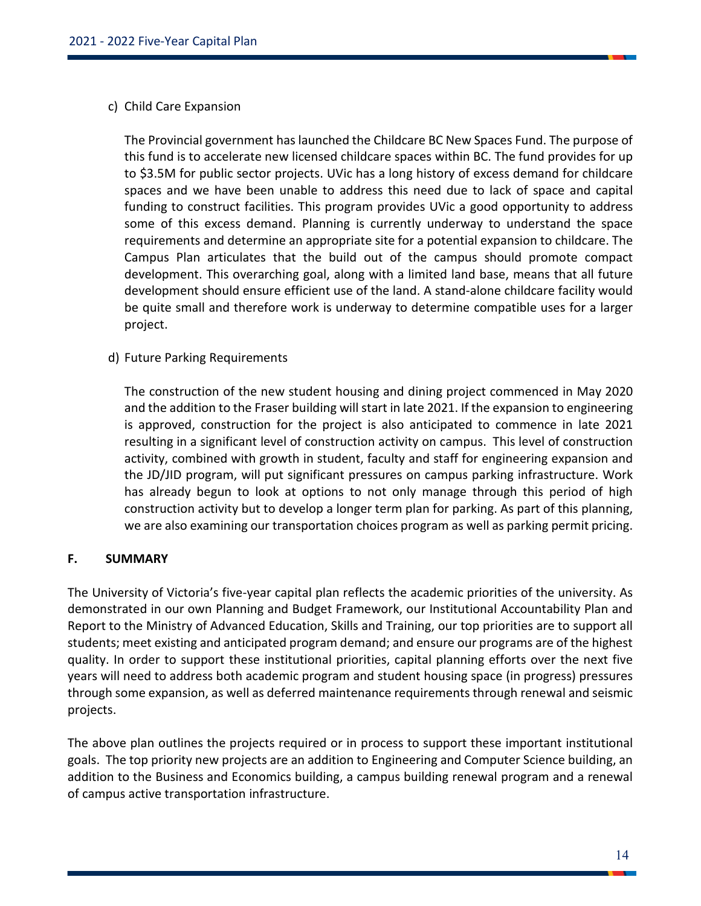c) Child Care Expansion

The Provincial government has launched the Childcare BC New Spaces Fund. The purpose of this fund is to accelerate new licensed childcare spaces within BC. The fund provides for up to $3.5M for public sector projects. UVic has a long history of excess demand for childcare spaces and we have been unable to address this need due to lack of space and capital funding to construct facilities. This program provides UVic a good opportunity to address some of this excess demand. Planning is currently underway to understand the space requirements and determine an appropriate site for a potential expansion to childcare. The Campus Plan articulates that the build out of the campus should promote compact development. This overarching goal, along with a limited land base, means that all future development should ensure efficient use of the land. A stand-alone childcare facility would be quite small and therefore work is underway to determine compatible uses for a larger project.

d) Future Parking Requirements

The construction of the new student housing and dining project commenced in May 2020 and the addition to the Fraser building will start in late 2021. If the expansion to engineering is approved, construction for the project is also anticipated to commence in late 2021 resulting in a significant level of construction activity on campus. This level of construction activity, combined with growth in student, faculty and staff for engineering expansion and the JD/JID program, will put significant pressures on campus parking infrastructure. Work has already begun to look at options to not only manage through this period of high construction activity but to develop a longer term plan for parking. As part of this planning, we are also examining our transportation choices program as well as parking permit pricing.

## F. SUMMARY

The University of Victoria's five-year capital plan reflects the academic priorities of the university. As demonstrated in our own Planning and Budget Framework, our Institutional Accountability Plan and Report to the Ministry of Advanced Education, Skills and Training, our top priorities are to support all students; meet existing and anticipated program demand; and ensure our programs are of the highest quality. In order to support these institutional priorities, capital planning efforts over the next five years will need to address both academic program and student housing space (in progress) pressures through some expansion, as well as deferred maintenance requirements through renewal and seismic projects.

The above plan outlines the projects required or in process to support these important institutional goals. The top priority new projects are an addition to Engineering and Computer Science building, an addition to the Business and Economics building, a campus building renewal program and a renewal of campus active transportation infrastructure.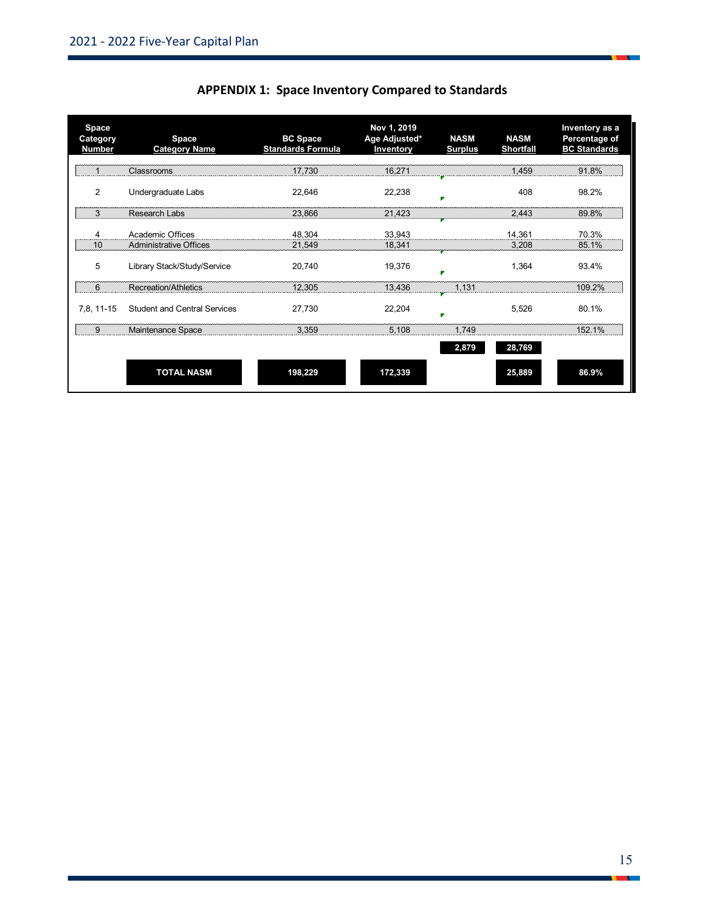## APPENDIX 1: Space Inventory Compared to Standards

| Space Category Number | Space Category Name | BC Space Standards Formula | Nov 1, 2019 Age Adjusted* Inventory | NASM Surplus | NASM Shortfall | Inventory as a Percentage of BC Standards |
|---|---|---|---|---|---|---|
| 1 | Classrooms | 17,730 | 16,271 | | 1,459 | 91.8% |
| 2 | Undergraduate Labs | 22,646 | 22,238 | | 408 | 98.2% |
| 3 | Research Labs | 23,866 | 21,423 | | 2,443 | 89.8% |
| 4 | Academic Offices | 48,304 | 33,943 | | 14,361 | 70.3% |
| 10 | Administrative Offices | 21,549 | 18,341 | | 3,208 | 85.1% |
| 5 | Library Stack/Study/Service | 20,740 | 19,376 | | 1,364 | 93.4% |
| 6 | Recreation/Athletics | 12,305 | 13,436 | 1,131 | | 109.2% |
| 7,8, 11-15 | Student and Central Services | 27,730 | 22,204 | | 5,526 | 80.1% |
| 9 | Maintenance Space | 3,359 | 5,108 | 1,749 | | 152.1% |
| | | | | **2,879** | **28,769** | |
| | **TOTAL NASM** | **198,229** | **172,339** | | **25,889** | **86.9%** |